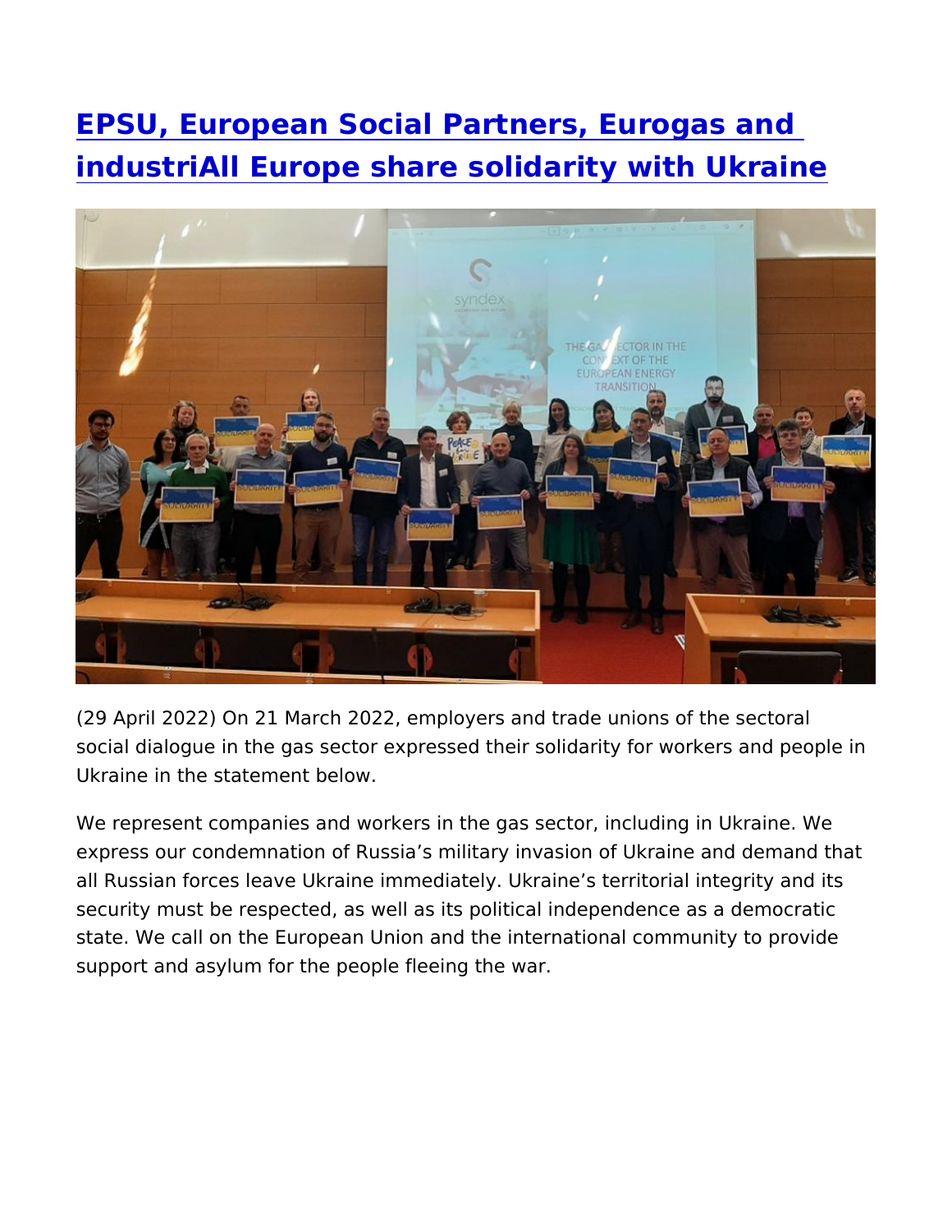# [EPSU, European Social Partners, Eurogas and industriAll Europe share solidarity with Ukraine]

(29 April 2022) On 21 March 2022, employers and trade unions of the sectoral social dialogue in the gas sector expressed their solidarity for workers and people in Ukraine in the statement below.

We represent companies and workers in the gas sector, including in Ukraine. We express our condemnation of Russia's military invasion of Ukraine and demand that all Russian forces leave Ukraine immediately. Ukraine's territorial integrity and its security must be respected, as well as its political independence as a democratic state. We call on the European Union and the international community to provide support and asylum for the people fleeing the war.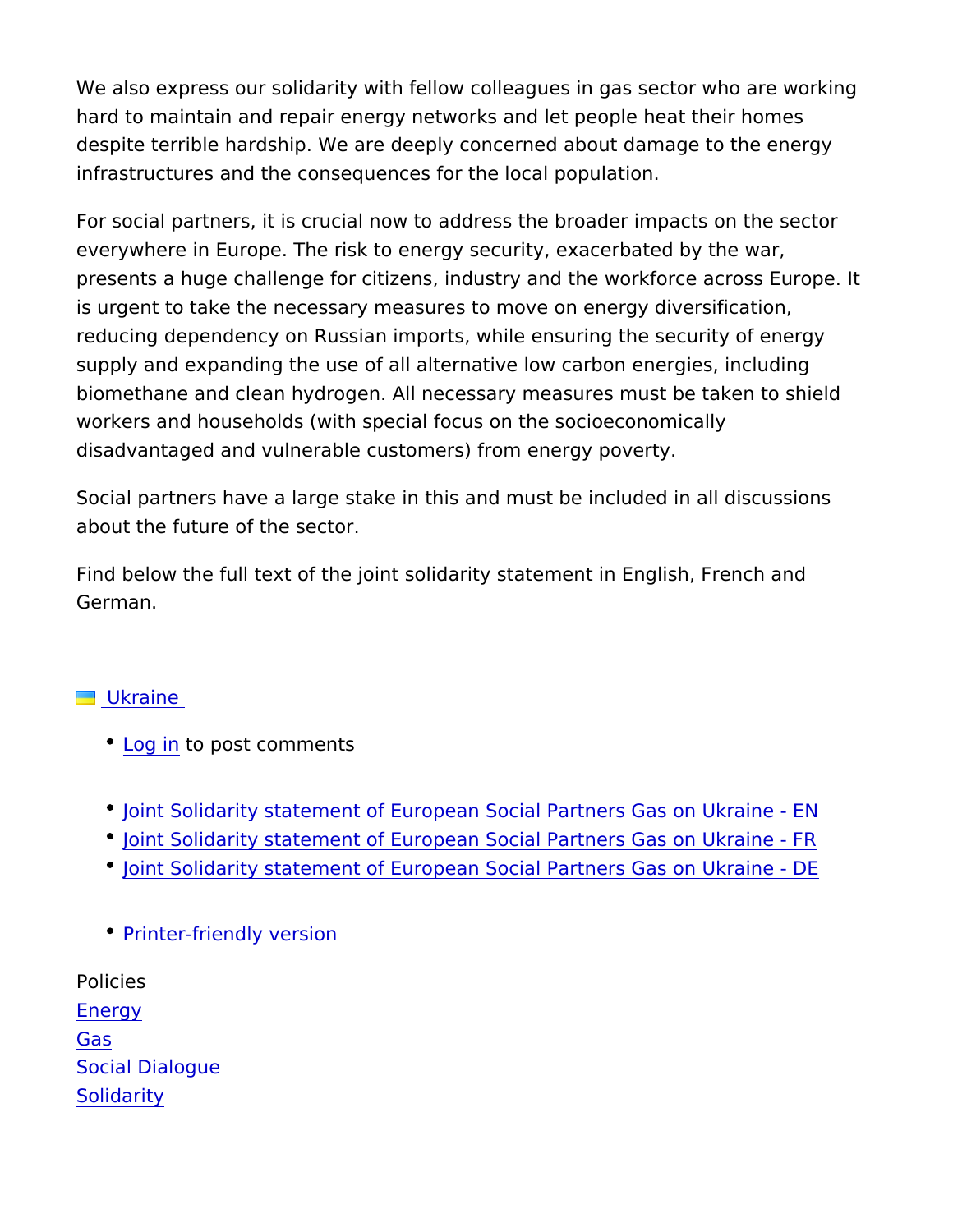We also express our solidarity with fellow colleagues in gas sector who are working hard to maintain and repair energy networks and let people heat their homes despite terrible hardship. We are deeply concerned about damage to the energy infrastructures and the consequences for the local population.

For social partners, it is crucial now to address the broader impacts on the sector everywhere in Europe. The risk to energy security, exacerbated by the war, presents a huge challenge for citizens, industry and the workforce across Europe. It is urgent to take the necessary measures to move on energy diversification, reducing dependency on Russian imports, while ensuring the security of energy supply and expanding the use of all alternative low carbon energies, including biomethane and clean hydrogen. All necessary measures must be taken to shield workers and households (with special focus on the socioeconomically disadvantaged and vulnerable customers) from energy poverty.

Social partners have a large stake in this and must be included in all discussions about the future of the sector.

Find below the full text of the joint solidarity statement in English, French and German.

Ukraine

- Log in to post comments

- Joint Solidarity statement of European Social Partners Gas on Ukraine - EN
- Joint Solidarity statement of European Social Partners Gas on Ukraine - FR
- Joint Solidarity statement of European Social Partners Gas on Ukraine - DE

- Printer-friendly version

Policies
Energy
Gas
Social Dialogue
Solidarity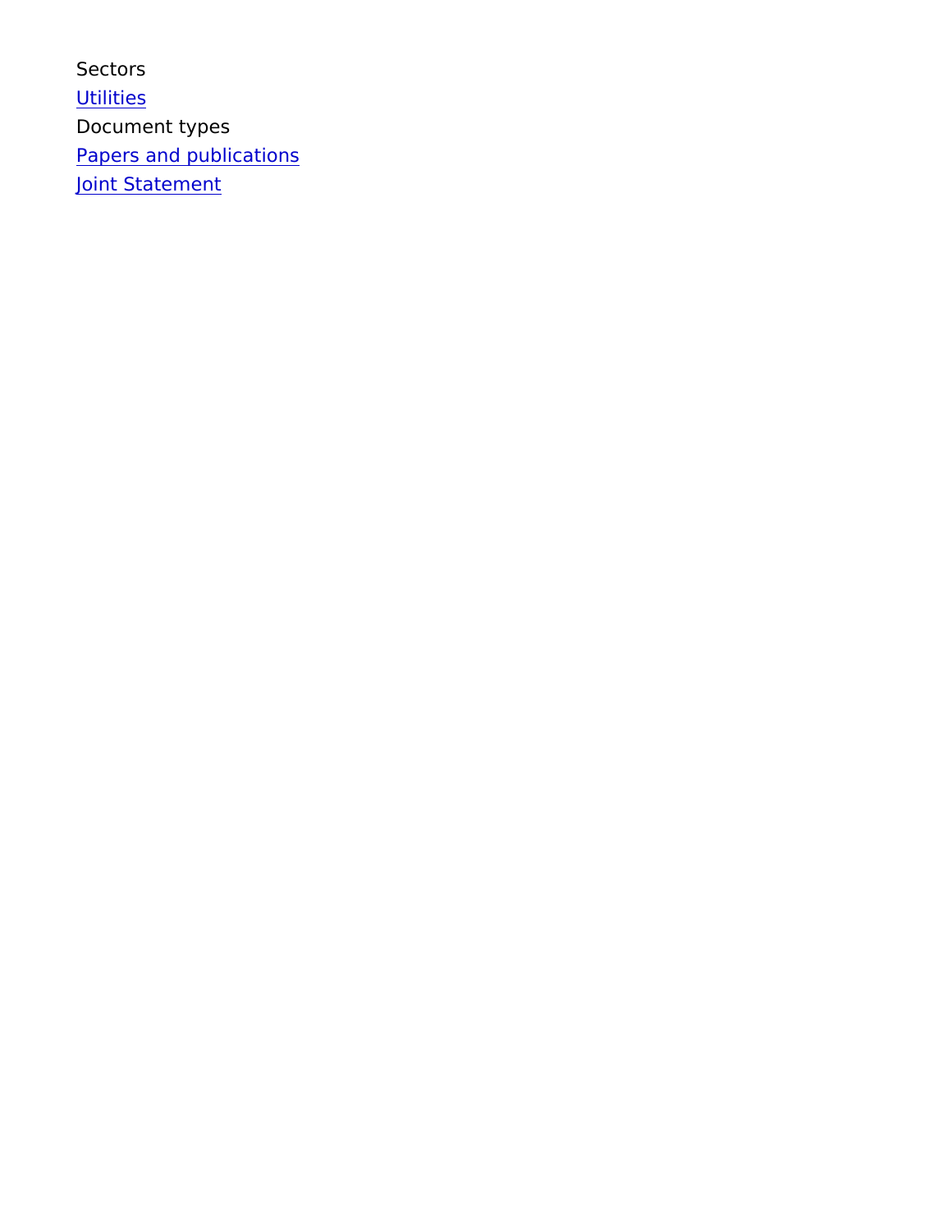Sectors

[Utilities]

Document types

[Papers and publications]

[Joint Statement]